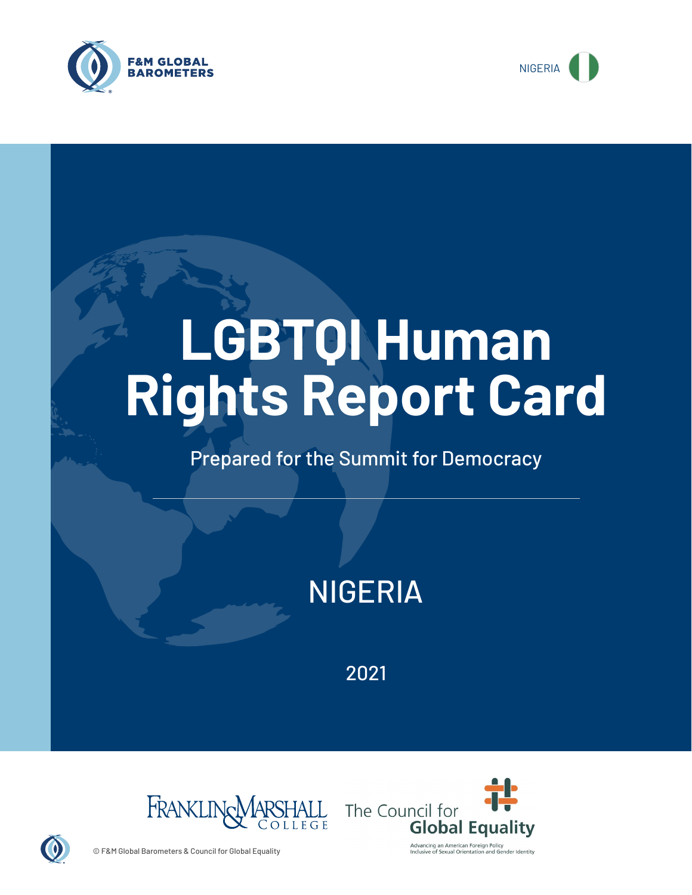F&M GLOBAL BAROMETERS

NIGERIA

# LGBTQI Human Rights Report Card

Prepared for the Summit for Democracy

## NIGERIA

2021

Franklin & Marshall College

The Council for Global Equality

Advancing an American Foreign Policy Inclusive of Sexual Orientation and Gender Identity

© F&M Global Barometers & Council for Global Equality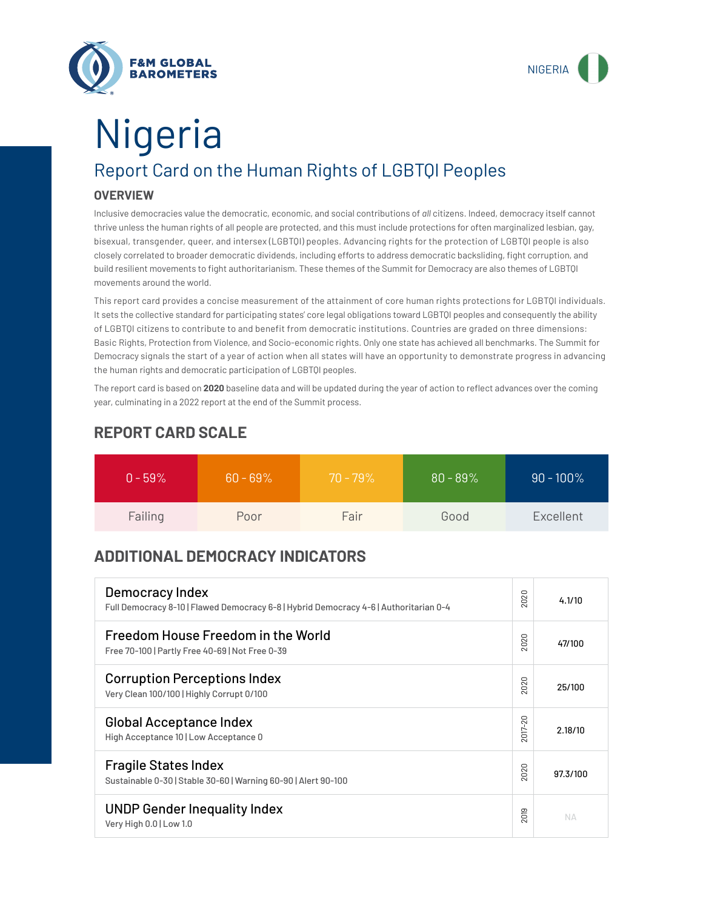F&M GLOBAL BAROMETERS

NIGERIA

# Nigeria

## Report Card on the Human Rights of LGBTQI Peoples

### OVERVIEW

Inclusive democracies value the democratic, economic, and social contributions of *all* citizens. Indeed, democracy itself cannot thrive unless the human rights of all people are protected, and this must include protections for often marginalized lesbian, gay, bisexual, transgender, queer, and intersex (LGBTQI) peoples. Advancing rights for the protection of LGBTQI people is also closely correlated to broader democratic dividends, including efforts to address democratic backsliding, fight corruption, and build resilient movements to fight authoritarianism. These themes of the Summit for Democracy are also themes of LGBTQI movements around the world.

This report card provides a concise measurement of the attainment of core human rights protections for LGBTQI individuals. It sets the collective standard for participating states' core legal obligations toward LGBTQI peoples and consequently the ability of LGBTQI citizens to contribute to and benefit from democratic institutions. Countries are graded on three dimensions: Basic Rights, Protection from Violence, and Socio-economic rights. Only one state has achieved all benchmarks. The Summit for Democracy signals the start of a year of action when all states will have an opportunity to demonstrate progress in advancing the human rights and democratic participation of LGBTQI peoples.

The report card is based on **2020** baseline data and will be updated during the year of action to reflect advances over the coming year, culminating in a 2022 report at the end of the Summit process.

## REPORT CARD SCALE

| 0 - 59% | 60 - 69% | 70 - 79% | 80 - 89% | 90 - 100% |
|---|---|---|---|---|
| Failing | Poor | Fair | Good | Excellent |

## ADDITIONAL DEMOCRACY INDICATORS

| Indicator | Year | Score |
|---|---|---|
| **Democracy Index**<br>Full Democracy 8-10 \| Flawed Democracy 6-8 \| Hybrid Democracy 4-6 \| Authoritarian 0-4 | 2020 | 4.1/10 |
| **Freedom House Freedom in the World**<br>Free 70-100 \| Partly Free 40-69 \| Not Free 0-39 | 2020 | 47/100 |
| **Corruption Perceptions Index**<br>Very Clean 100/100 \| Highly Corrupt 0/100 | 2020 | 25/100 |
| **Global Acceptance Index**<br>High Acceptance 10 \| Low Acceptance 0 | 2017-20 | 2.18/10 |
| **Fragile States Index**<br>Sustainable 0-30 \| Stable 30-60 \| Warning 60-90 \| Alert 90-100 | 2020 | 97.3/100 |
| **UNDP Gender Inequality Index**<br>Very High 0.0 \| Low 1.0 | 2019 | NA |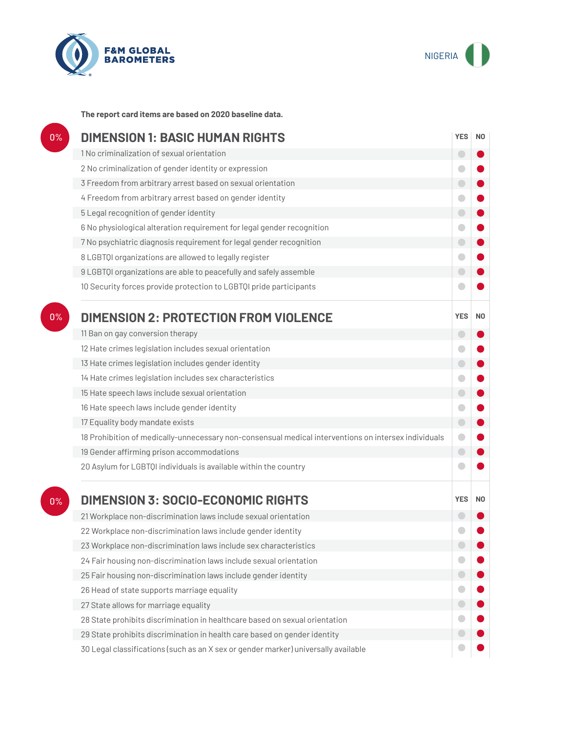F&M GLOBAL BAROMETERS

NIGERIA

**The report card items are based on 2020 baseline data.**

## 0% DIMENSION 1: BASIC HUMAN RIGHTS

| | YES | NO |
|---|---|---|
| 1 No criminalization of sexual orientation | | ● |
| 2 No criminalization of gender identity or expression | | ● |
| 3 Freedom from arbitrary arrest based on sexual orientation | | ● |
| 4 Freedom from arbitrary arrest based on gender identity | | ● |
| 5 Legal recognition of gender identity | | ● |
| 6 No physiological alteration requirement for legal gender recognition | | ● |
| 7 No psychiatric diagnosis requirement for legal gender recognition | | ● |
| 8 LGBTQI organizations are allowed to legally register | | ● |
| 9 LGBTQI organizations are able to peacefully and safely assemble | | ● |
| 10 Security forces provide protection to LGBTQI pride participants | | ● |

## 0% DIMENSION 2: PROTECTION FROM VIOLENCE

| | YES | NO |
|---|---|---|
| 11 Ban on gay conversion therapy | | ● |
| 12 Hate crimes legislation includes sexual orientation | | ● |
| 13 Hate crimes legislation includes gender identity | | ● |
| 14 Hate crimes legislation includes sex characteristics | | ● |
| 15 Hate speech laws include sexual orientation | | ● |
| 16 Hate speech laws include gender identity | | ● |
| 17 Equality body mandate exists | | ● |
| 18 Prohibition of medically-unnecessary non-consensual medical interventions on intersex individuals | | ● |
| 19 Gender affirming prison accommodations | | ● |
| 20 Asylum for LGBTQI individuals is available within the country | | ● |

## 0% DIMENSION 3: SOCIO-ECONOMIC RIGHTS

| | YES | NO |
|---|---|---|
| 21 Workplace non-discrimination laws include sexual orientation | | ● |
| 22 Workplace non-discrimination laws include gender identity | | ● |
| 23 Workplace non-discrimination laws include sex characteristics | | ● |
| 24 Fair housing non-discrimination laws include sexual orientation | | ● |
| 25 Fair housing non-discrimination laws include gender identity | | ● |
| 26 Head of state supports marriage equality | | ● |
| 27 State allows for marriage equality | | ● |
| 28 State prohibits discrimination in healthcare based on sexual orientation | | ● |
| 29 State prohibits discrimination in health care based on gender identity | | ● |
| 30 Legal classifications (such as an X sex or gender marker) universally available | | ● |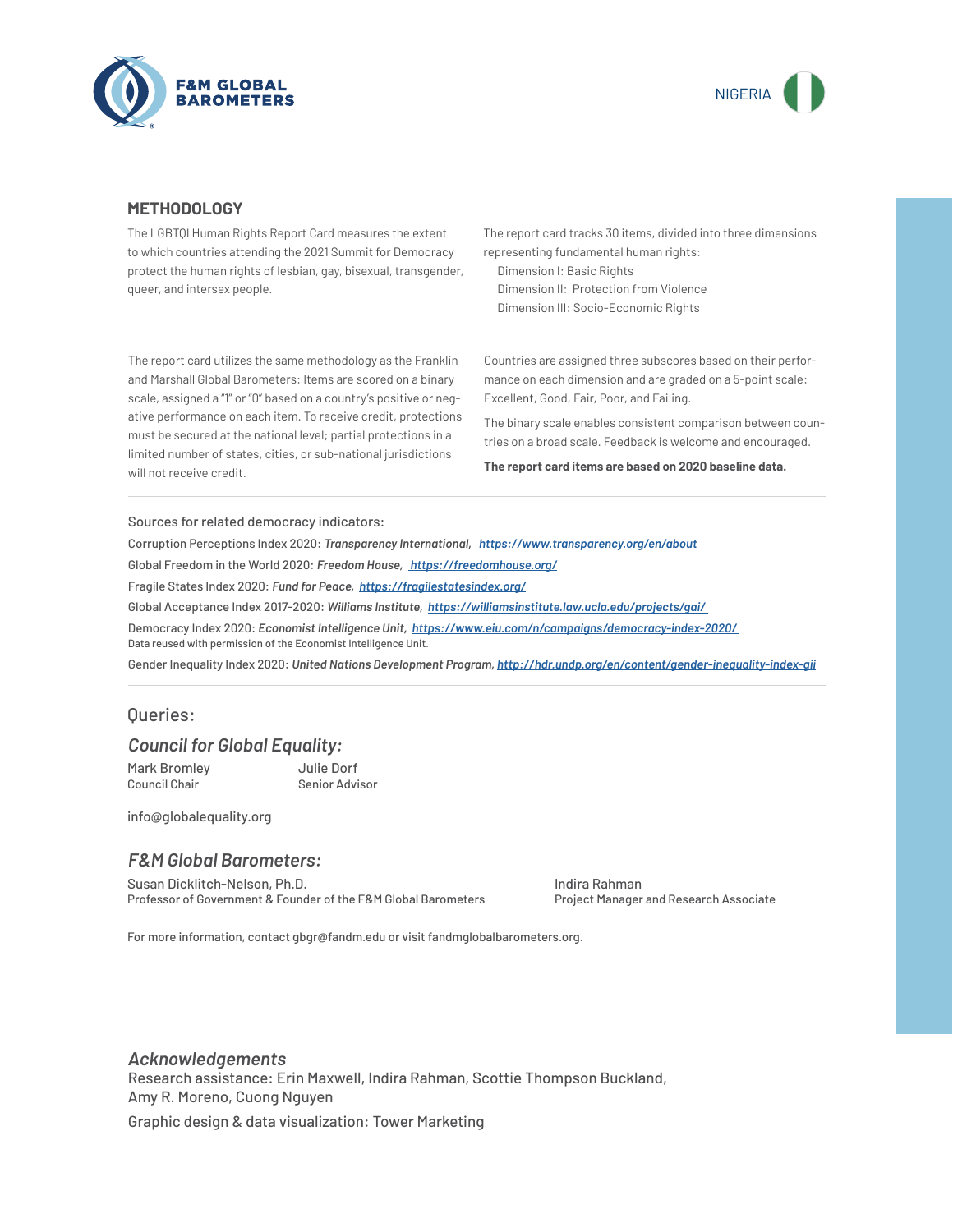F&M GLOBAL BAROMETERS

NIGERIA

## METHODOLOGY

The LGBTQI Human Rights Report Card measures the extent to which countries attending the 2021 Summit for Democracy protect the human rights of lesbian, gay, bisexual, transgender, queer, and intersex people.

The report card tracks 30 items, divided into three dimensions representing fundamental human rights:

- Dimension I: Basic Rights
- Dimension II: Protection from Violence
- Dimension III: Socio-Economic Rights

The report card utilizes the same methodology as the Franklin and Marshall Global Barometers: Items are scored on a binary scale, assigned a "1" or "0" based on a country's positive or negative performance on each item. To receive credit, protections must be secured at the national level; partial protections in a limited number of states, cities, or sub-national jurisdictions will not receive credit.

Countries are assigned three subscores based on their performance on each dimension and are graded on a 5-point scale: Excellent, Good, Fair, Poor, and Failing.

The binary scale enables consistent comparison between countries on a broad scale. Feedback is welcome and encouraged.

**The report card items are based on 2020 baseline data.**

Sources for related democracy indicators:

Corruption Perceptions Index 2020: ***Transparency International,*** ***https://www.transparency.org/en/about***

Global Freedom in the World 2020: ***Freedom House,*** ***https://freedomhouse.org/***

Fragile States Index 2020: ***Fund for Peace,*** ***https://fragilestatesindex.org/***

Global Acceptance Index 2017-2020: ***Williams Institute,*** ***https://williamsinstitute.law.ucla.edu/projects/gai/***

Democracy Index 2020: ***Economist Intelligence Unit,*** ***https://www.eiu.com/n/campaigns/democracy-index-2020/***
Data reused with permission of the Economist Intelligence Unit.

Gender Inequality Index 2020: ***United Nations Development Program,*** ***http://hdr.undp.org/en/content/gender-inequality-index-gii***

## Queries:

### *Council for Global Equality:*

Mark Bromley
Council Chair

Julie Dorf
Senior Advisor

info@globalequality.org

### *F&M Global Barometers:*

Susan Dicklitch-Nelson, Ph.D.
Professor of Government & Founder of the F&M Global Barometers

Indira Rahman
Project Manager and Research Associate

For more information, contact gbgr@fandm.edu or visit fandmglobalbarometers.org.

### *Acknowledgements*

Research assistance: Erin Maxwell, Indira Rahman, Scottie Thompson Buckland, Amy R. Moreno, Cuong Nguyen

Graphic design & data visualization: Tower Marketing